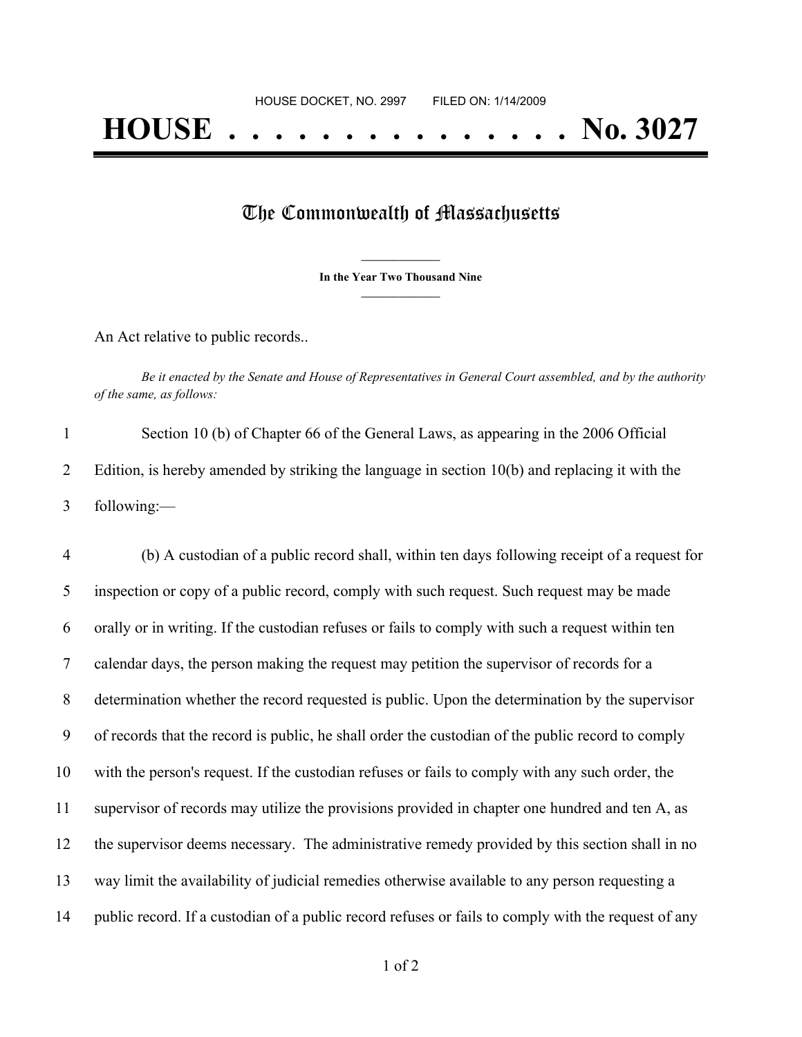HOUSE DOCKET, NO. 2997 FILED ON: 1/14/2009

# HOUSE . . . . . . . . . . . . . . . No. 3027

## The Commonwealth of Massachusetts

**In the Year Two Thousand Nine**

An Act relative to public records..

*Be it enacted by the Senate and House of Representatives in General Court assembled, and by the authority of the same, as follows:*

1 Section 10 (b) of Chapter 66 of the General Laws, as appearing in the 2006 Official
2 Edition, is hereby amended by striking the language in section 10(b) and replacing it with the
3 following:—

4 (b) A custodian of a public record shall, within ten days following receipt of a request for
5 inspection or copy of a public record, comply with such request. Such request may be made
6 orally or in writing. If the custodian refuses or fails to comply with such a request within ten
7 calendar days, the person making the request may petition the supervisor of records for a
8 determination whether the record requested is public. Upon the determination by the supervisor
9 of records that the record is public, he shall order the custodian of the public record to comply
10 with the person's request. If the custodian refuses or fails to comply with any such order, the
11 supervisor of records may utilize the provisions provided in chapter one hundred and ten A, as
12 the supervisor deems necessary. The administrative remedy provided by this section shall in no
13 way limit the availability of judicial remedies otherwise available to any person requesting a
14 public record. If a custodian of a public record refuses or fails to comply with the request of any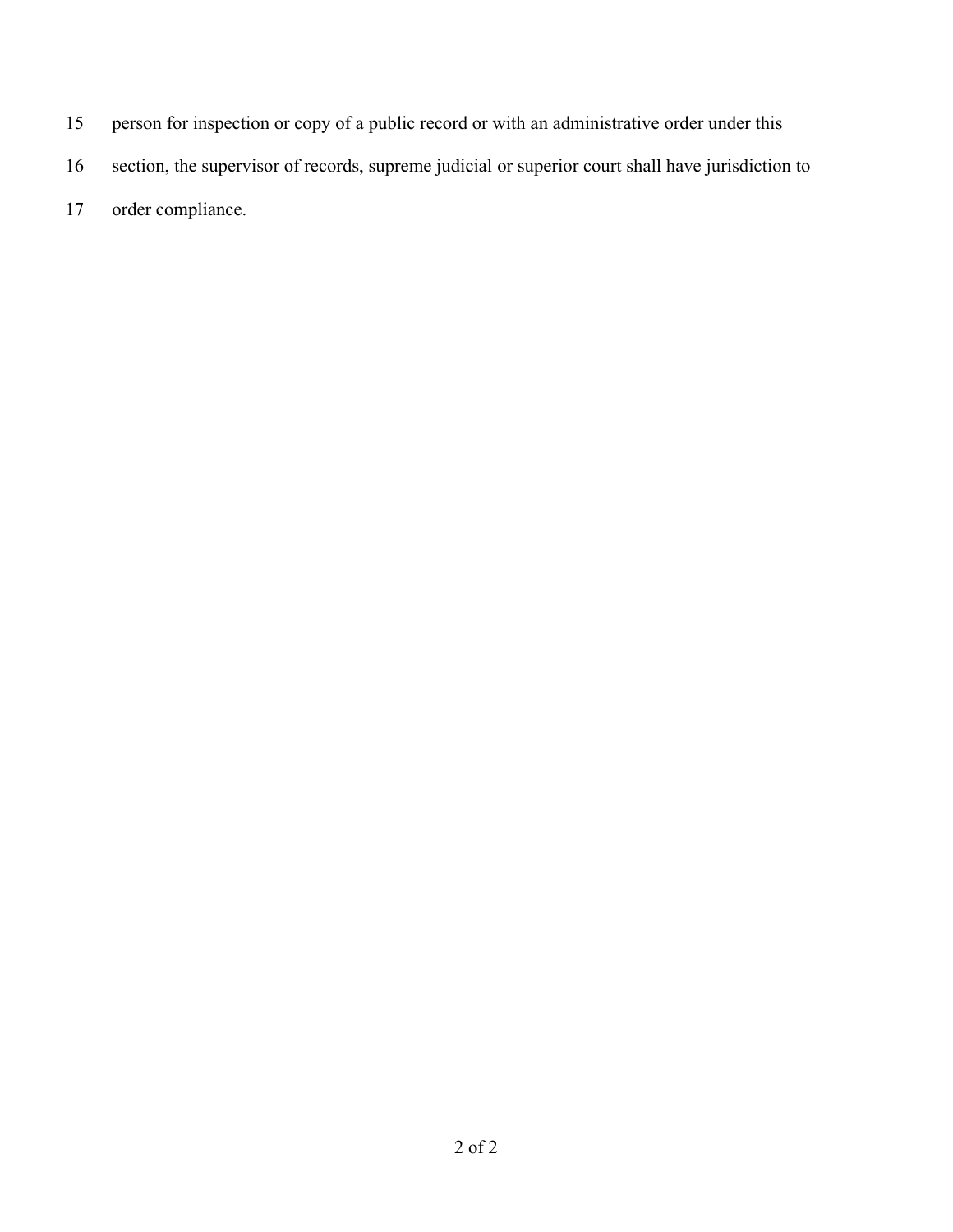person for inspection or copy of a public record or with an administrative order under this section, the supervisor of records, supreme judicial or superior court shall have jurisdiction to order compliance.